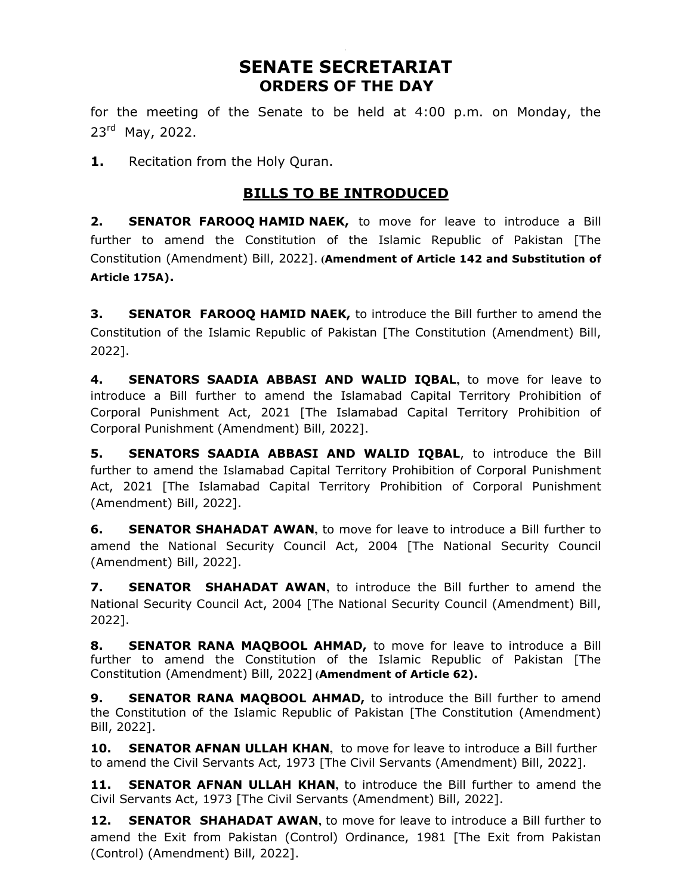# SENATE SECRETARIAT
## ORDERS OF THE DAY

for the meeting of the Senate to be held at 4:00 p.m. on Monday, the 23rd May, 2022.

**1.** Recitation from the Holy Quran.

## BILLS TO BE INTRODUCED

**2. SENATOR FAROOQ HAMID NAEK,** to move for leave to introduce a Bill further to amend the Constitution of the Islamic Republic of Pakistan [The Constitution (Amendment) Bill, 2022]. **(Amendment of Article 142 and Substitution of Article 175A).**

**3. SENATOR FAROOQ HAMID NAEK,** to introduce the Bill further to amend the Constitution of the Islamic Republic of Pakistan [The Constitution (Amendment) Bill, 2022].

**4. SENATORS SAADIA ABBASI AND WALID IQBAL**, to move for leave to introduce a Bill further to amend the Islamabad Capital Territory Prohibition of Corporal Punishment Act, 2021 [The Islamabad Capital Territory Prohibition of Corporal Punishment (Amendment) Bill, 2022].

**5. SENATORS SAADIA ABBASI AND WALID IQBAL**, to introduce the Bill further to amend the Islamabad Capital Territory Prohibition of Corporal Punishment Act, 2021 [The Islamabad Capital Territory Prohibition of Corporal Punishment (Amendment) Bill, 2022].

**6. SENATOR SHAHADAT AWAN**, to move for leave to introduce a Bill further to amend the National Security Council Act, 2004 [The National Security Council (Amendment) Bill, 2022].

**7. SENATOR SHAHADAT AWAN**, to introduce the Bill further to amend the National Security Council Act, 2004 [The National Security Council (Amendment) Bill, 2022].

**8. SENATOR RANA MAQBOOL AHMAD,** to move for leave to introduce a Bill further to amend the Constitution of the Islamic Republic of Pakistan [The Constitution (Amendment) Bill, 2022] **(Amendment of Article 62).**

**9. SENATOR RANA MAQBOOL AHMAD,** to introduce the Bill further to amend the Constitution of the Islamic Republic of Pakistan [The Constitution (Amendment) Bill, 2022].

**10. SENATOR AFNAN ULLAH KHAN**, to move for leave to introduce a Bill further to amend the Civil Servants Act, 1973 [The Civil Servants (Amendment) Bill, 2022].

**11. SENATOR AFNAN ULLAH KHAN**, to introduce the Bill further to amend the Civil Servants Act, 1973 [The Civil Servants (Amendment) Bill, 2022].

**12. SENATOR SHAHADAT AWAN**, to move for leave to introduce a Bill further to amend the Exit from Pakistan (Control) Ordinance, 1981 [The Exit from Pakistan (Control) (Amendment) Bill, 2022].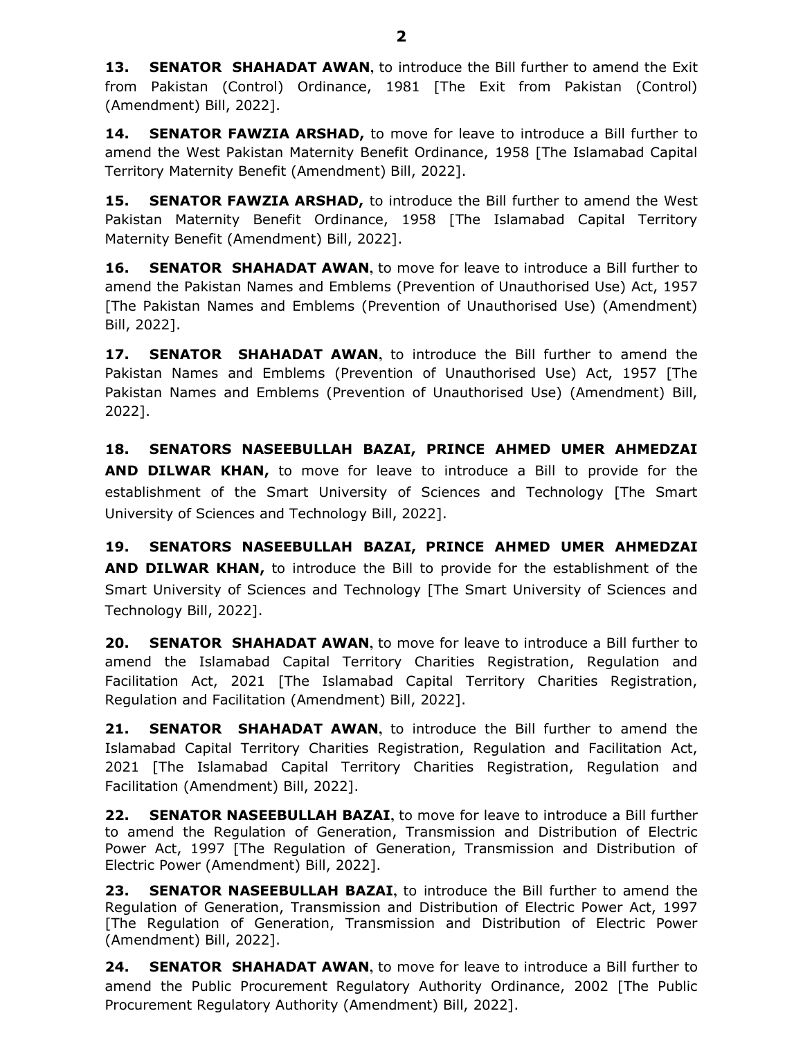**13. SENATOR SHAHADAT AWAN**, to introduce the Bill further to amend the Exit from Pakistan (Control) Ordinance, 1981 [The Exit from Pakistan (Control) (Amendment) Bill, 2022].

**14. SENATOR FAWZIA ARSHAD,** to move for leave to introduce a Bill further to amend the West Pakistan Maternity Benefit Ordinance, 1958 [The Islamabad Capital Territory Maternity Benefit (Amendment) Bill, 2022].

**15. SENATOR FAWZIA ARSHAD,** to introduce the Bill further to amend the West Pakistan Maternity Benefit Ordinance, 1958 [The Islamabad Capital Territory Maternity Benefit (Amendment) Bill, 2022].

**16. SENATOR SHAHADAT AWAN**, to move for leave to introduce a Bill further to amend the Pakistan Names and Emblems (Prevention of Unauthorised Use) Act, 1957 [The Pakistan Names and Emblems (Prevention of Unauthorised Use) (Amendment) Bill, 2022].

**17. SENATOR SHAHADAT AWAN**, to introduce the Bill further to amend the Pakistan Names and Emblems (Prevention of Unauthorised Use) Act, 1957 [The Pakistan Names and Emblems (Prevention of Unauthorised Use) (Amendment) Bill, 2022].

**18. SENATORS NASEEBULLAH BAZAI, PRINCE AHMED UMER AHMEDZAI AND DILWAR KHAN,** to move for leave to introduce a Bill to provide for the establishment of the Smart University of Sciences and Technology [The Smart University of Sciences and Technology Bill, 2022].

**19. SENATORS NASEEBULLAH BAZAI, PRINCE AHMED UMER AHMEDZAI AND DILWAR KHAN,** to introduce the Bill to provide for the establishment of the Smart University of Sciences and Technology [The Smart University of Sciences and Technology Bill, 2022].

**20. SENATOR SHAHADAT AWAN**, to move for leave to introduce a Bill further to amend the Islamabad Capital Territory Charities Registration, Regulation and Facilitation Act, 2021 [The Islamabad Capital Territory Charities Registration, Regulation and Facilitation (Amendment) Bill, 2022].

**21. SENATOR SHAHADAT AWAN**, to introduce the Bill further to amend the Islamabad Capital Territory Charities Registration, Regulation and Facilitation Act, 2021 [The Islamabad Capital Territory Charities Registration, Regulation and Facilitation (Amendment) Bill, 2022].

**22. SENATOR NASEEBULLAH BAZAI**, to move for leave to introduce a Bill further to amend the Regulation of Generation, Transmission and Distribution of Electric Power Act, 1997 [The Regulation of Generation, Transmission and Distribution of Electric Power (Amendment) Bill, 2022].

**23. SENATOR NASEEBULLAH BAZAI**, to introduce the Bill further to amend the Regulation of Generation, Transmission and Distribution of Electric Power Act, 1997 [The Regulation of Generation, Transmission and Distribution of Electric Power (Amendment) Bill, 2022].

**24. SENATOR SHAHADAT AWAN**, to move for leave to introduce a Bill further to amend the Public Procurement Regulatory Authority Ordinance, 2002 [The Public Procurement Regulatory Authority (Amendment) Bill, 2022].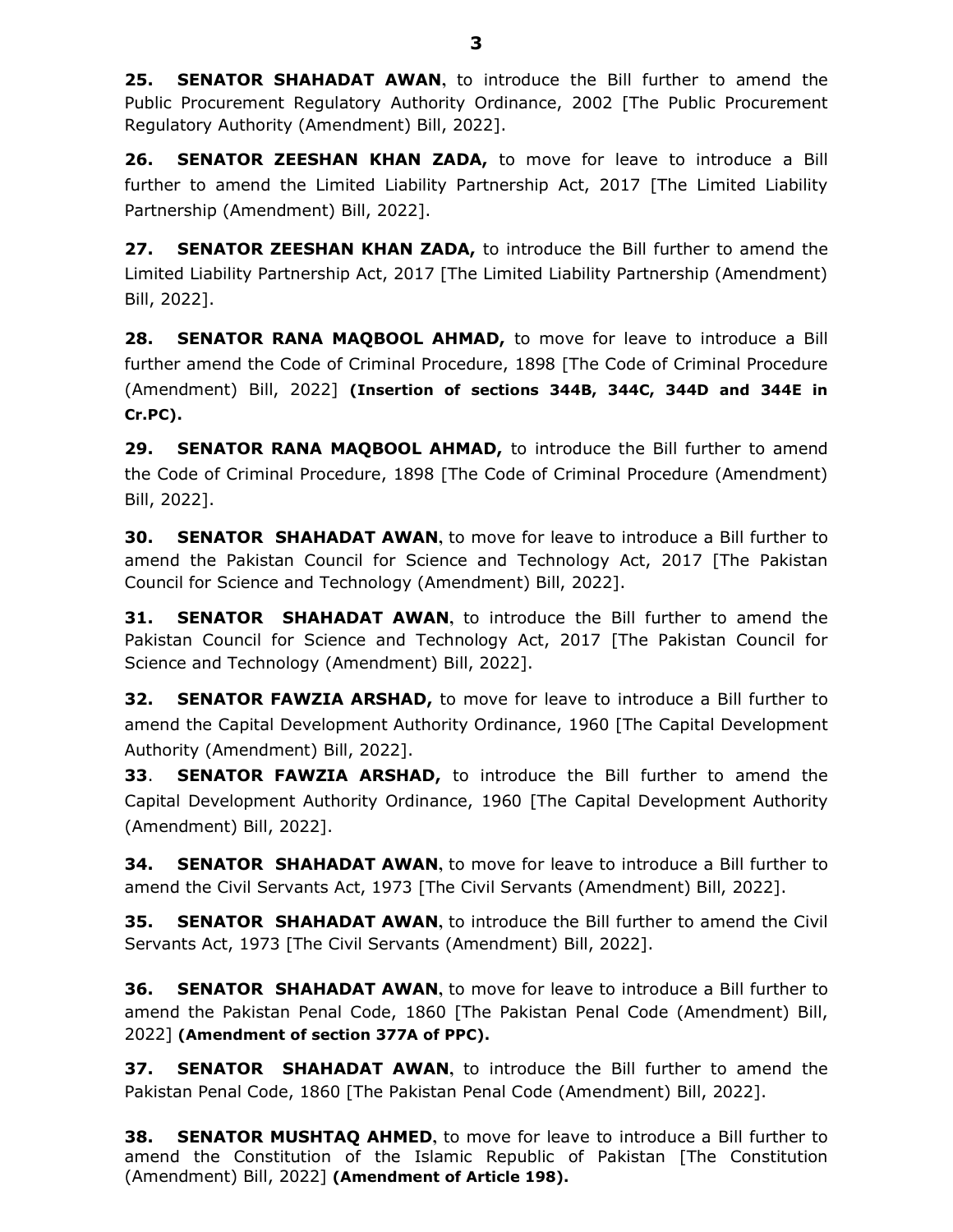**25. SENATOR SHAHADAT AWAN**, to introduce the Bill further to amend the Public Procurement Regulatory Authority Ordinance, 2002 [The Public Procurement Regulatory Authority (Amendment) Bill, 2022].

**26. SENATOR ZEESHAN KHAN ZADA,** to move for leave to introduce a Bill further to amend the Limited Liability Partnership Act, 2017 [The Limited Liability Partnership (Amendment) Bill, 2022].

**27. SENATOR ZEESHAN KHAN ZADA,** to introduce the Bill further to amend the Limited Liability Partnership Act, 2017 [The Limited Liability Partnership (Amendment) Bill, 2022].

**28. SENATOR RANA MAQBOOL AHMAD,** to move for leave to introduce a Bill further amend the Code of Criminal Procedure, 1898 [The Code of Criminal Procedure (Amendment) Bill, 2022] **(Insertion of sections 344B, 344C, 344D and 344E in Cr.PC).**

**29. SENATOR RANA MAQBOOL AHMAD,** to introduce the Bill further to amend the Code of Criminal Procedure, 1898 [The Code of Criminal Procedure (Amendment) Bill, 2022].

**30. SENATOR SHAHADAT AWAN**, to move for leave to introduce a Bill further to amend the Pakistan Council for Science and Technology Act, 2017 [The Pakistan Council for Science and Technology (Amendment) Bill, 2022].

**31. SENATOR SHAHADAT AWAN**, to introduce the Bill further to amend the Pakistan Council for Science and Technology Act, 2017 [The Pakistan Council for Science and Technology (Amendment) Bill, 2022].

**32. SENATOR FAWZIA ARSHAD,** to move for leave to introduce a Bill further to amend the Capital Development Authority Ordinance, 1960 [The Capital Development Authority (Amendment) Bill, 2022].

**33. SENATOR FAWZIA ARSHAD,** to introduce the Bill further to amend the Capital Development Authority Ordinance, 1960 [The Capital Development Authority (Amendment) Bill, 2022].

**34. SENATOR SHAHADAT AWAN**, to move for leave to introduce a Bill further to amend the Civil Servants Act, 1973 [The Civil Servants (Amendment) Bill, 2022].

**35. SENATOR SHAHADAT AWAN**, to introduce the Bill further to amend the Civil Servants Act, 1973 [The Civil Servants (Amendment) Bill, 2022].

**36. SENATOR SHAHADAT AWAN**, to move for leave to introduce a Bill further to amend the Pakistan Penal Code, 1860 [The Pakistan Penal Code (Amendment) Bill, 2022] **(Amendment of section 377A of PPC).**

**37. SENATOR SHAHADAT AWAN**, to introduce the Bill further to amend the Pakistan Penal Code, 1860 [The Pakistan Penal Code (Amendment) Bill, 2022].

**38. SENATOR MUSHTAQ AHMED**, to move for leave to introduce a Bill further to amend the Constitution of the Islamic Republic of Pakistan [The Constitution (Amendment) Bill, 2022] **(Amendment of Article 198).**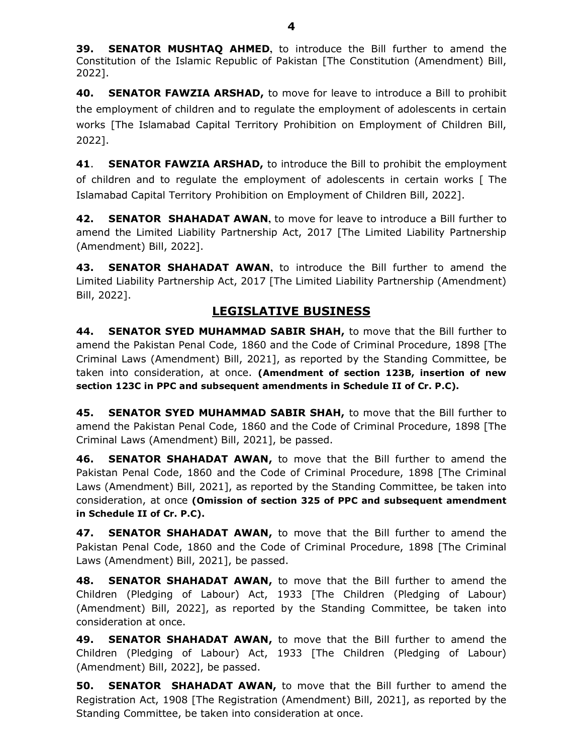**39. SENATOR MUSHTAQ AHMED**, to introduce the Bill further to amend the Constitution of the Islamic Republic of Pakistan [The Constitution (Amendment) Bill, 2022].

**40. SENATOR FAWZIA ARSHAD,** to move for leave to introduce a Bill to prohibit the employment of children and to regulate the employment of adolescents in certain works [The Islamabad Capital Territory Prohibition on Employment of Children Bill, 2022].

**41**. **SENATOR FAWZIA ARSHAD,** to introduce the Bill to prohibit the employment of children and to regulate the employment of adolescents in certain works [ The Islamabad Capital Territory Prohibition on Employment of Children Bill, 2022].

**42. SENATOR SHAHADAT AWAN**, to move for leave to introduce a Bill further to amend the Limited Liability Partnership Act, 2017 [The Limited Liability Partnership (Amendment) Bill, 2022].

**43. SENATOR SHAHADAT AWAN**, to introduce the Bill further to amend the Limited Liability Partnership Act, 2017 [The Limited Liability Partnership (Amendment) Bill, 2022].

## LEGISLATIVE BUSINESS

**44. SENATOR SYED MUHAMMAD SABIR SHAH,** to move that the Bill further to amend the Pakistan Penal Code, 1860 and the Code of Criminal Procedure, 1898 [The Criminal Laws (Amendment) Bill, 2021], as reported by the Standing Committee, be taken into consideration, at once. **(Amendment of section 123B, insertion of new section 123C in PPC and subsequent amendments in Schedule II of Cr. P.C).**

**45. SENATOR SYED MUHAMMAD SABIR SHAH,** to move that the Bill further to amend the Pakistan Penal Code, 1860 and the Code of Criminal Procedure, 1898 [The Criminal Laws (Amendment) Bill, 2021], be passed.

**46. SENATOR SHAHADAT AWAN,** to move that the Bill further to amend the Pakistan Penal Code, 1860 and the Code of Criminal Procedure, 1898 [The Criminal Laws (Amendment) Bill, 2021], as reported by the Standing Committee, be taken into consideration, at once **(Omission of section 325 of PPC and subsequent amendment in Schedule II of Cr. P.C).**

**47. SENATOR SHAHADAT AWAN,** to move that the Bill further to amend the Pakistan Penal Code, 1860 and the Code of Criminal Procedure, 1898 [The Criminal Laws (Amendment) Bill, 2021], be passed.

**48. SENATOR SHAHADAT AWAN,** to move that the Bill further to amend the Children (Pledging of Labour) Act, 1933 [The Children (Pledging of Labour) (Amendment) Bill, 2022], as reported by the Standing Committee, be taken into consideration at once.

**49. SENATOR SHAHADAT AWAN,** to move that the Bill further to amend the Children (Pledging of Labour) Act, 1933 [The Children (Pledging of Labour) (Amendment) Bill, 2022], be passed.

**50. SENATOR SHAHADAT AWAN,** to move that the Bill further to amend the Registration Act, 1908 [The Registration (Amendment) Bill, 2021], as reported by the Standing Committee, be taken into consideration at once.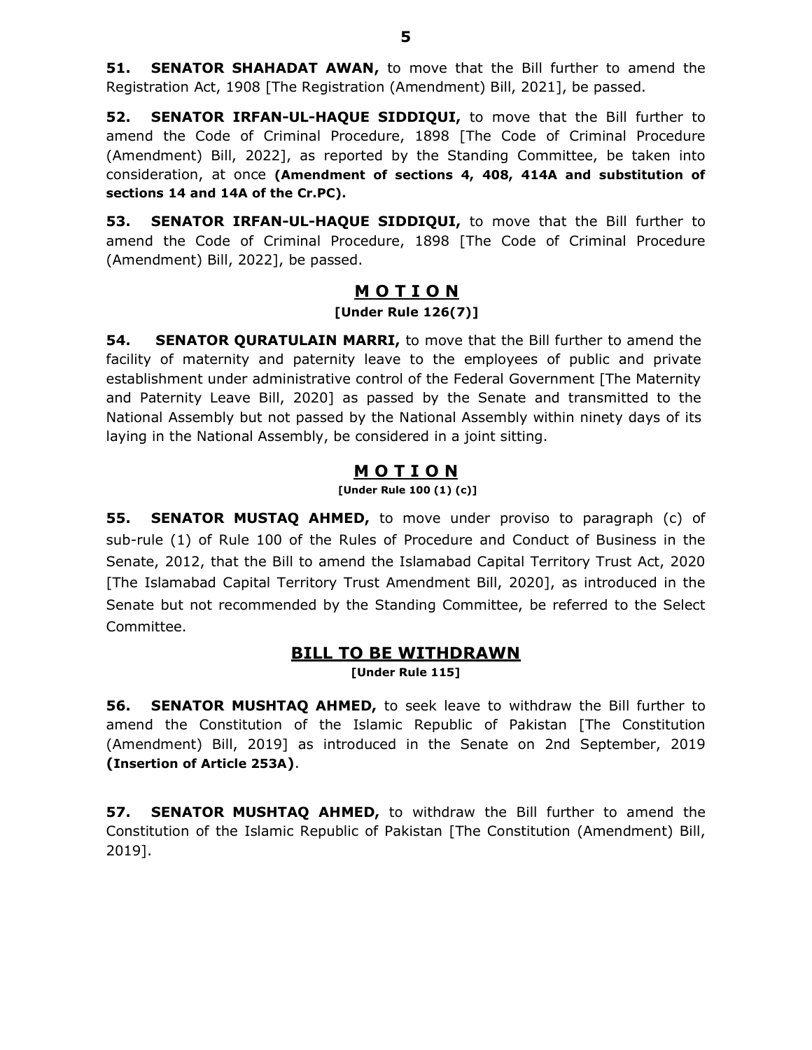**51. SENATOR SHAHADAT AWAN,** to move that the Bill further to amend the Registration Act, 1908 [The Registration (Amendment) Bill, 2021], be passed.

**52. SENATOR IRFAN-UL-HAQUE SIDDIQUI,** to move that the Bill further to amend the Code of Criminal Procedure, 1898 [The Code of Criminal Procedure (Amendment) Bill, 2022], as reported by the Standing Committee, be taken into consideration, at once **(Amendment of sections 4, 408, 414A and substitution of sections 14 and 14A of the Cr.PC).**

**53. SENATOR IRFAN-UL-HAQUE SIDDIQUI,** to move that the Bill further to amend the Code of Criminal Procedure, 1898 [The Code of Criminal Procedure (Amendment) Bill, 2022], be passed.

## M O T I O N

**[Under Rule 126(7)]**

**54. SENATOR QURATULAIN MARRI,** to move that the Bill further to amend the facility of maternity and paternity leave to the employees of public and private establishment under administrative control of the Federal Government [The Maternity and Paternity Leave Bill, 2020] as passed by the Senate and transmitted to the National Assembly but not passed by the National Assembly within ninety days of its laying in the National Assembly, be considered in a joint sitting.

## M O T I O N

**[Under Rule 100 (1) (c)]**

**55. SENATOR MUSTAQ AHMED,** to move under proviso to paragraph (c) of sub-rule (1) of Rule 100 of the Rules of Procedure and Conduct of Business in the Senate, 2012, that the Bill to amend the Islamabad Capital Territory Trust Act, 2020 [The Islamabad Capital Territory Trust Amendment Bill, 2020], as introduced in the Senate but not recommended by the Standing Committee, be referred to the Select Committee.

## BILL TO BE WITHDRAWN

**[Under Rule 115]**

**56. SENATOR MUSHTAQ AHMED,** to seek leave to withdraw the Bill further to amend the Constitution of the Islamic Republic of Pakistan [The Constitution (Amendment) Bill, 2019] as introduced in the Senate on 2nd September, 2019 **(Insertion of Article 253A)**.

**57. SENATOR MUSHTAQ AHMED,** to withdraw the Bill further to amend the Constitution of the Islamic Republic of Pakistan [The Constitution (Amendment) Bill, 2019].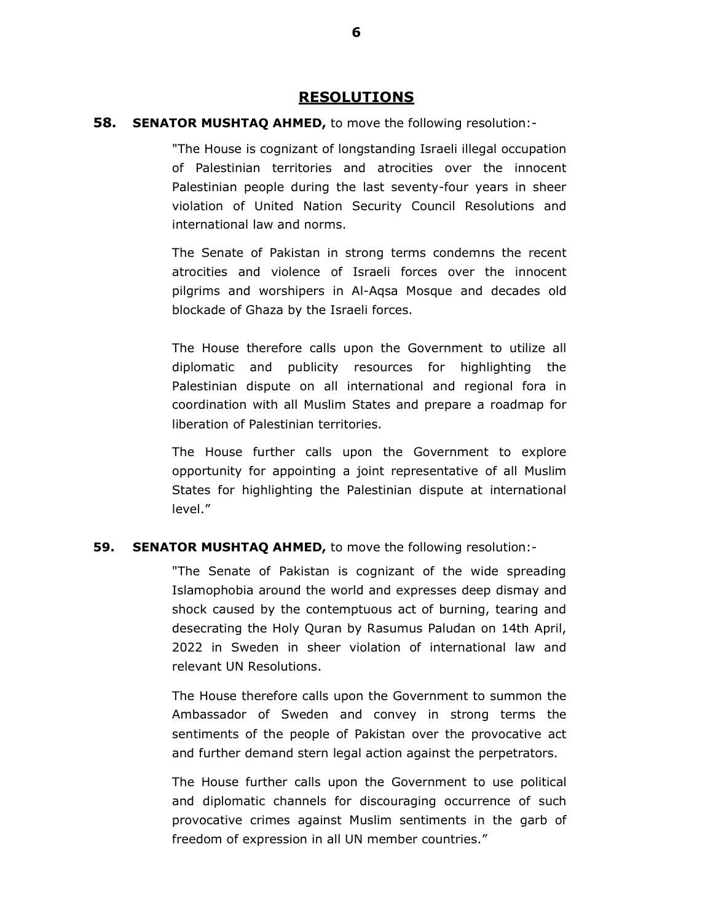## RESOLUTIONS

**58. SENATOR MUSHTAQ AHMED,** to move the following resolution:-

"The House is cognizant of longstanding Israeli illegal occupation of Palestinian territories and atrocities over the innocent Palestinian people during the last seventy-four years in sheer violation of United Nation Security Council Resolutions and international law and norms.

The Senate of Pakistan in strong terms condemns the recent atrocities and violence of Israeli forces over the innocent pilgrims and worshipers in Al-Aqsa Mosque and decades old blockade of Ghaza by the Israeli forces.

The House therefore calls upon the Government to utilize all diplomatic and publicity resources for highlighting the Palestinian dispute on all international and regional fora in coordination with all Muslim States and prepare a roadmap for liberation of Palestinian territories.

The House further calls upon the Government to explore opportunity for appointing a joint representative of all Muslim States for highlighting the Palestinian dispute at international level."

**59. SENATOR MUSHTAQ AHMED,** to move the following resolution:-

"The Senate of Pakistan is cognizant of the wide spreading Islamophobia around the world and expresses deep dismay and shock caused by the contemptuous act of burning, tearing and desecrating the Holy Quran by Rasumus Paludan on 14th April, 2022 in Sweden in sheer violation of international law and relevant UN Resolutions.

The House therefore calls upon the Government to summon the Ambassador of Sweden and convey in strong terms the sentiments of the people of Pakistan over the provocative act and further demand stern legal action against the perpetrators.

The House further calls upon the Government to use political and diplomatic channels for discouraging occurrence of such provocative crimes against Muslim sentiments in the garb of freedom of expression in all UN member countries."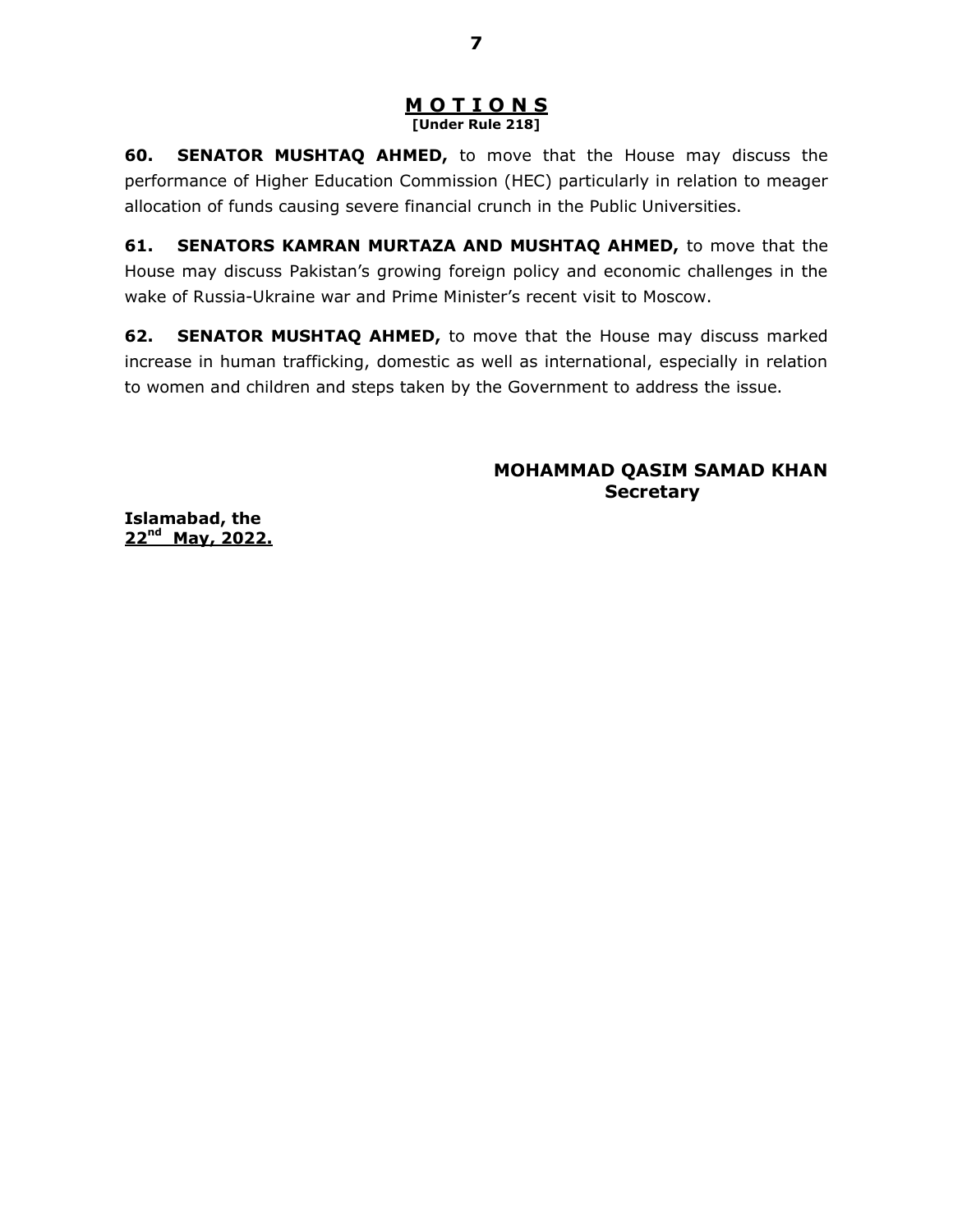## MOTIONS

**[Under Rule 218]**

**60. SENATOR MUSHTAQ AHMED,** to move that the House may discuss the performance of Higher Education Commission (HEC) particularly in relation to meager allocation of funds causing severe financial crunch in the Public Universities.

**61. SENATORS KAMRAN MURTAZA AND MUSHTAQ AHMED,** to move that the House may discuss Pakistan's growing foreign policy and economic challenges in the wake of Russia-Ukraine war and Prime Minister's recent visit to Moscow.

**62. SENATOR MUSHTAQ AHMED,** to move that the House may discuss marked increase in human trafficking, domestic as well as international, especially in relation to women and children and steps taken by the Government to address the issue.

**MOHAMMAD QASIM SAMAD KHAN**
**Secretary**

**Islamabad, the**
**22nd May, 2022.**